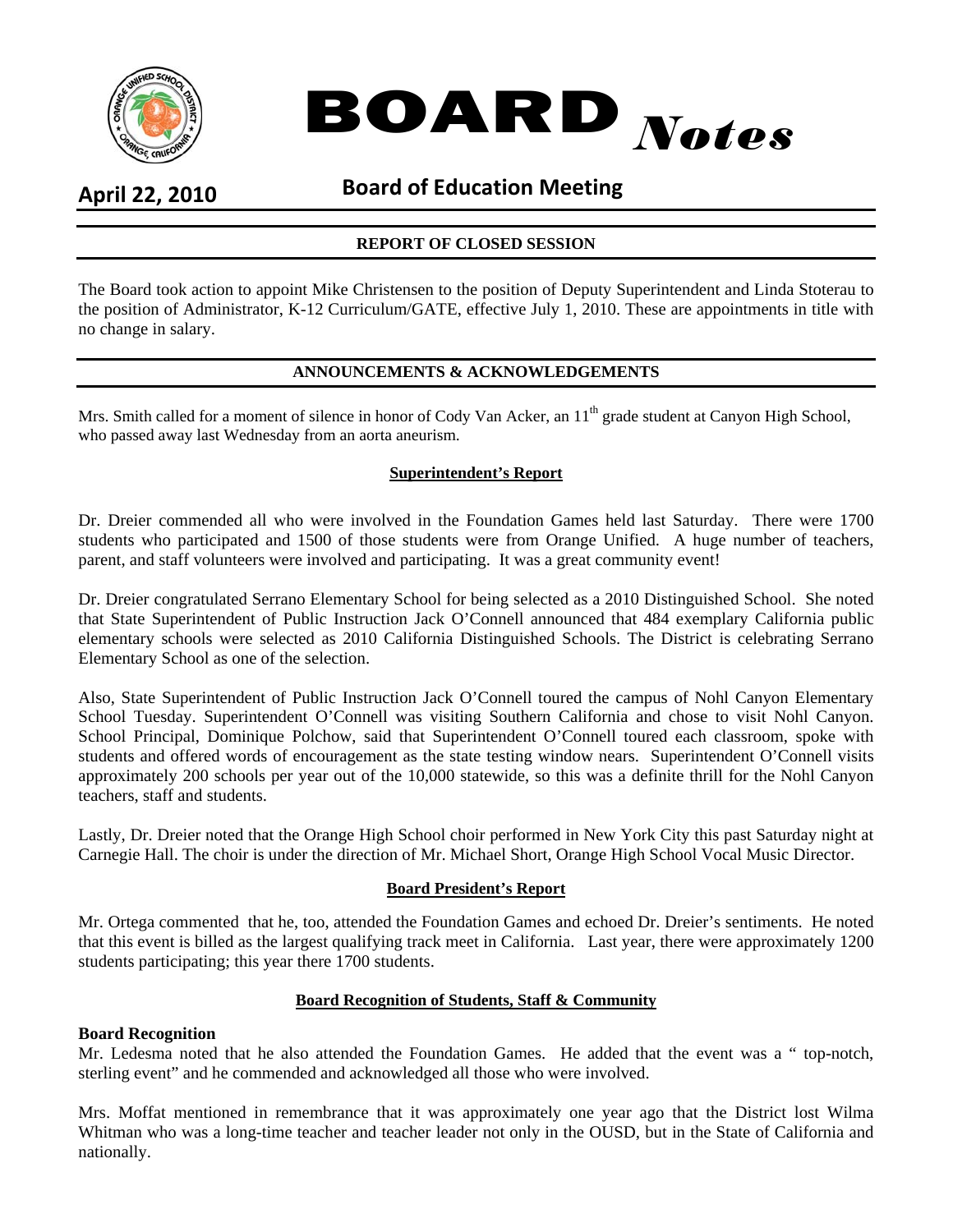# BOARD *Notes*

**April 22, 2010**

## Board of Education Meeting

### REPORT OF CLOSED SESSION

The Board took action to appoint Mike Christensen to the position of Deputy Superintendent and Linda Stoterau to the position of Administrator, K-12 Curriculum/GATE, effective July 1, 2010. These are appointments in title with no change in salary.

### ANNOUNCEMENTS & ACKNOWLEDGEMENTS

Mrs. Smith called for a moment of silence in honor of Cody Van Acker, an 11th grade student at Canyon High School, who passed away last Wednesday from an aorta aneurism.

**Superintendent's Report**

Dr. Dreier commended all who were involved in the Foundation Games held last Saturday. There were 1700 students who participated and 1500 of those students were from Orange Unified. A huge number of teachers, parent, and staff volunteers were involved and participating. It was a great community event!

Dr. Dreier congratulated Serrano Elementary School for being selected as a 2010 Distinguished School. She noted that State Superintendent of Public Instruction Jack O'Connell announced that 484 exemplary California public elementary schools were selected as 2010 California Distinguished Schools. The District is celebrating Serrano Elementary School as one of the selection.

Also, State Superintendent of Public Instruction Jack O'Connell toured the campus of Nohl Canyon Elementary School Tuesday. Superintendent O'Connell was visiting Southern California and chose to visit Nohl Canyon. School Principal, Dominique Polchow, said that Superintendent O'Connell toured each classroom, spoke with students and offered words of encouragement as the state testing window nears. Superintendent O'Connell visits approximately 200 schools per year out of the 10,000 statewide, so this was a definite thrill for the Nohl Canyon teachers, staff and students.

Lastly, Dr. Dreier noted that the Orange High School choir performed in New York City this past Saturday night at Carnegie Hall. The choir is under the direction of Mr. Michael Short, Orange High School Vocal Music Director.

**Board President's Report**

Mr. Ortega commented that he, too, attended the Foundation Games and echoed Dr. Dreier's sentiments. He noted that this event is billed as the largest qualifying track meet in California. Last year, there were approximately 1200 students participating; this year there 1700 students.

**Board Recognition of Students, Staff & Community**

**Board Recognition**

Mr. Ledesma noted that he also attended the Foundation Games. He added that the event was a " top-notch, sterling event" and he commended and acknowledged all those who were involved.

Mrs. Moffat mentioned in remembrance that it was approximately one year ago that the District lost Wilma Whitman who was a long-time teacher and teacher leader not only in the OUSD, but in the State of California and nationally.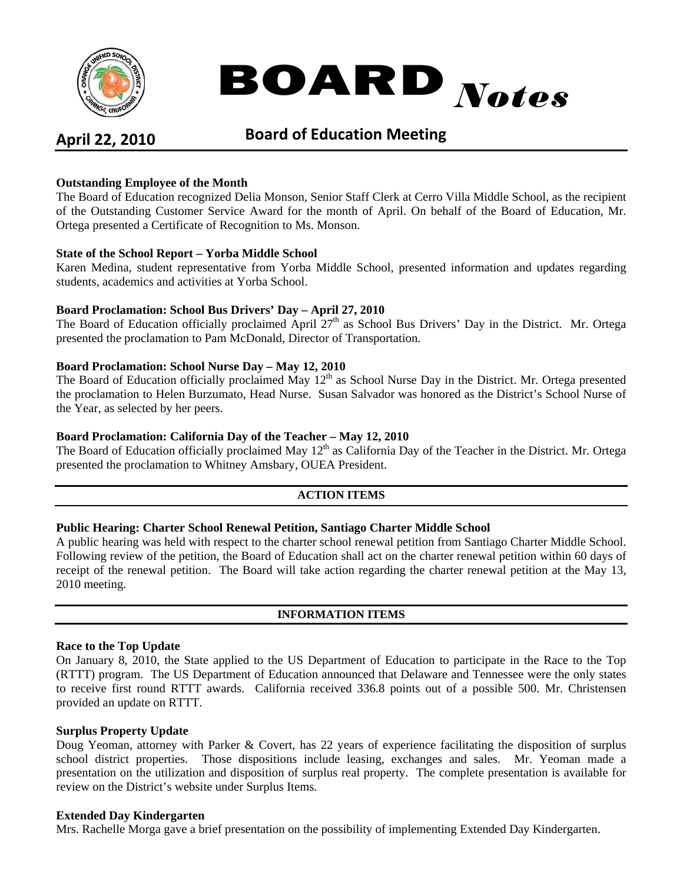# BOARD *Notes*

**April 22, 2010** **Board of Education Meeting**

**Outstanding Employee of the Month**

The Board of Education recognized Delia Monson, Senior Staff Clerk at Cerro Villa Middle School, as the recipient of the Outstanding Customer Service Award for the month of April. On behalf of the Board of Education, Mr. Ortega presented a Certificate of Recognition to Ms. Monson.

**State of the School Report – Yorba Middle School**

Karen Medina, student representative from Yorba Middle School, presented information and updates regarding students, academics and activities at Yorba School.

**Board Proclamation: School Bus Drivers' Day – April 27, 2010**

The Board of Education officially proclaimed April 27th as School Bus Drivers' Day in the District. Mr. Ortega presented the proclamation to Pam McDonald, Director of Transportation.

**Board Proclamation: School Nurse Day – May 12, 2010**

The Board of Education officially proclaimed May 12th as School Nurse Day in the District. Mr. Ortega presented the proclamation to Helen Burzumato, Head Nurse. Susan Salvador was honored as the District's School Nurse of the Year, as selected by her peers.

**Board Proclamation: California Day of the Teacher – May 12, 2010**

The Board of Education officially proclaimed May 12th as California Day of the Teacher in the District. Mr. Ortega presented the proclamation to Whitney Amsbary, OUEA President.

## ACTION ITEMS

**Public Hearing: Charter School Renewal Petition, Santiago Charter Middle School**

A public hearing was held with respect to the charter school renewal petition from Santiago Charter Middle School. Following review of the petition, the Board of Education shall act on the charter renewal petition within 60 days of receipt of the renewal petition. The Board will take action regarding the charter renewal petition at the May 13, 2010 meeting.

## INFORMATION ITEMS

**Race to the Top Update**

On January 8, 2010, the State applied to the US Department of Education to participate in the Race to the Top (RTTT) program. The US Department of Education announced that Delaware and Tennessee were the only states to receive first round RTTT awards. California received 336.8 points out of a possible 500. Mr. Christensen provided an update on RTTT.

**Surplus Property Update**

Doug Yeoman, attorney with Parker & Covert, has 22 years of experience facilitating the disposition of surplus school district properties. Those dispositions include leasing, exchanges and sales. Mr. Yeoman made a presentation on the utilization and disposition of surplus real property. The complete presentation is available for review on the District's website under Surplus Items.

**Extended Day Kindergarten**

Mrs. Rachelle Morga gave a brief presentation on the possibility of implementing Extended Day Kindergarten.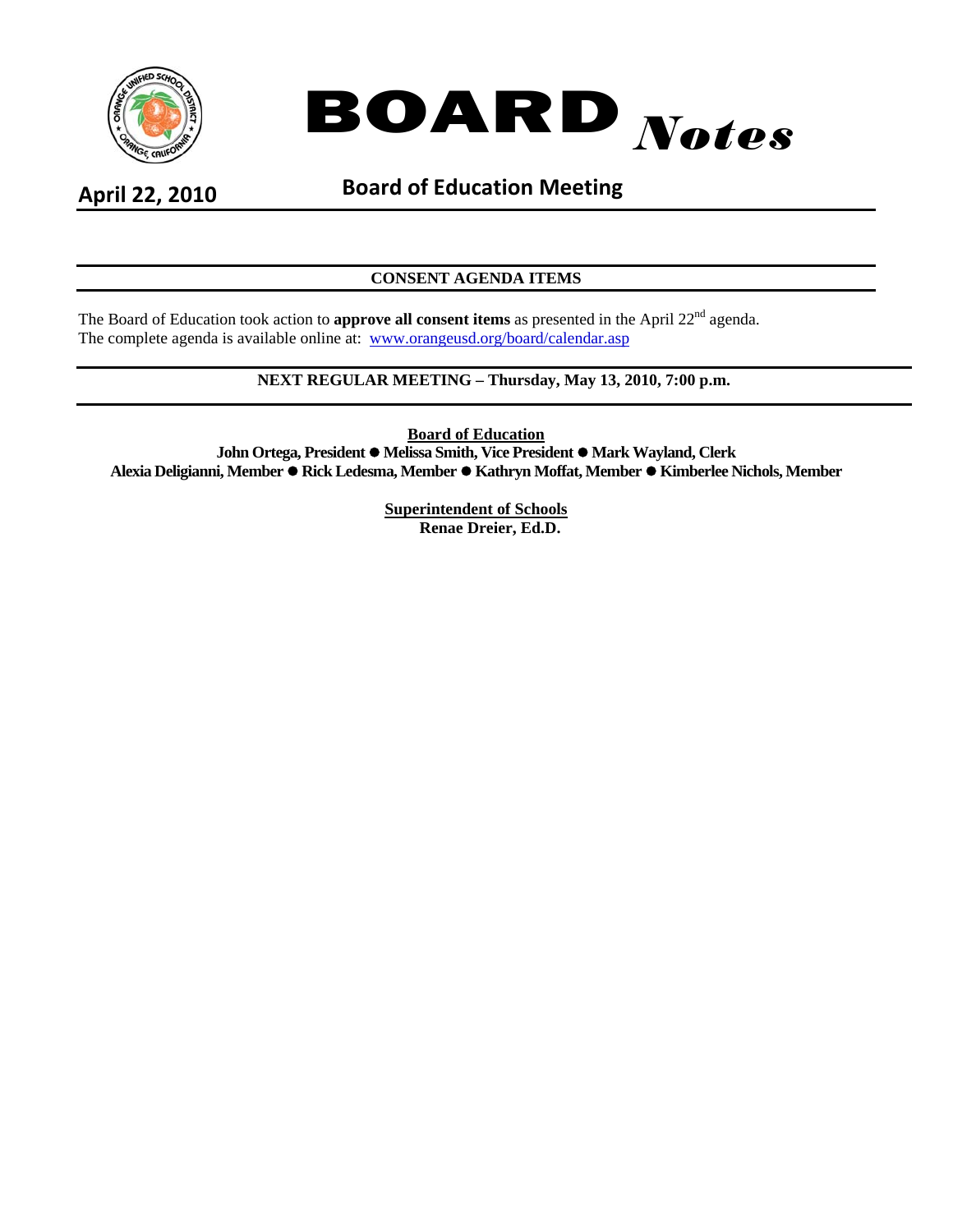# BOARD *Notes*

**April 22, 2010** **Board of Education Meeting**

---

**CONSENT AGENDA ITEMS**

---

The Board of Education took action to **approve all consent items** as presented in the April 22nd agenda.
The complete agenda is available online at: [www.orangeusd.org/board/calendar.asp](www.orangeusd.org/board/calendar.asp)

---

**NEXT REGULAR MEETING – Thursday, May 13, 2010, 7:00 p.m.**

---

**Board of Education**
**John Ortega, President ● Melissa Smith, Vice President ● Mark Wayland, Clerk**
**Alexia Deligianni, Member ● Rick Ledesma, Member ● Kathryn Moffat, Member ● Kimberlee Nichols, Member**

**Superintendent of Schools**
**Renae Dreier, Ed.D.**